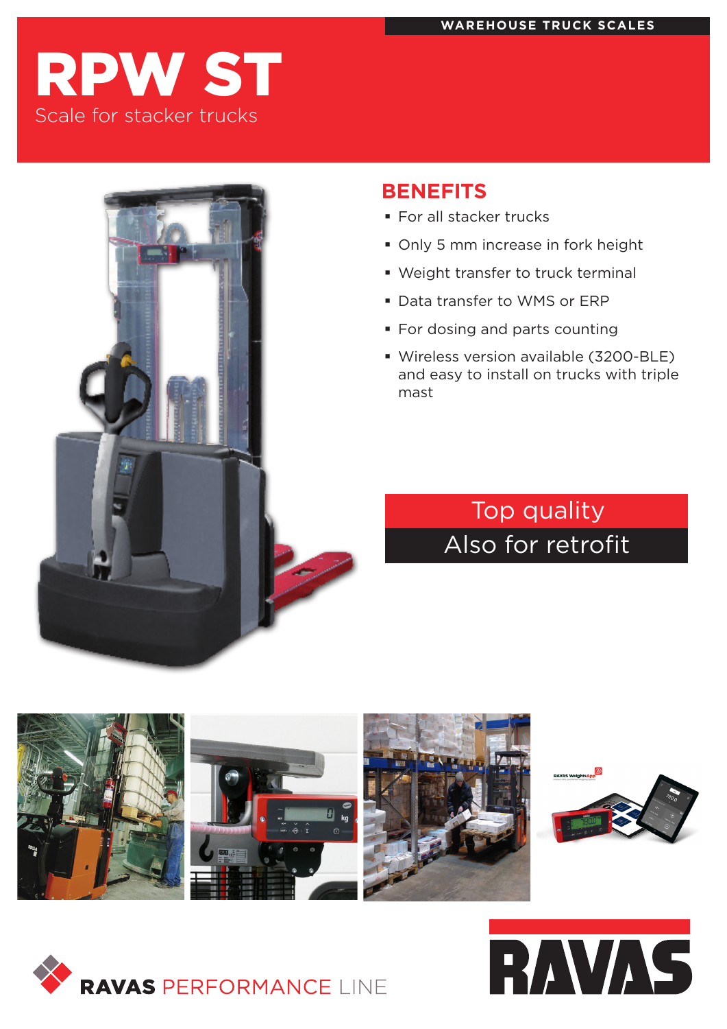WAREHOUSE TRUCK SCALES

# RPW ST

Scale for stacker trucks

## BENEFITS

- For all stacker trucks
- Only 5 mm increase in fork height
- Weight transfer to truck terminal
- Data transfer to WMS or ERP
- For dosing and parts counting
- Wireless version available (3200-BLE) and easy to install on trucks with triple mast

Top quality

Also for retrofit

RAVAS PERFORMANCE LINE

RAVAS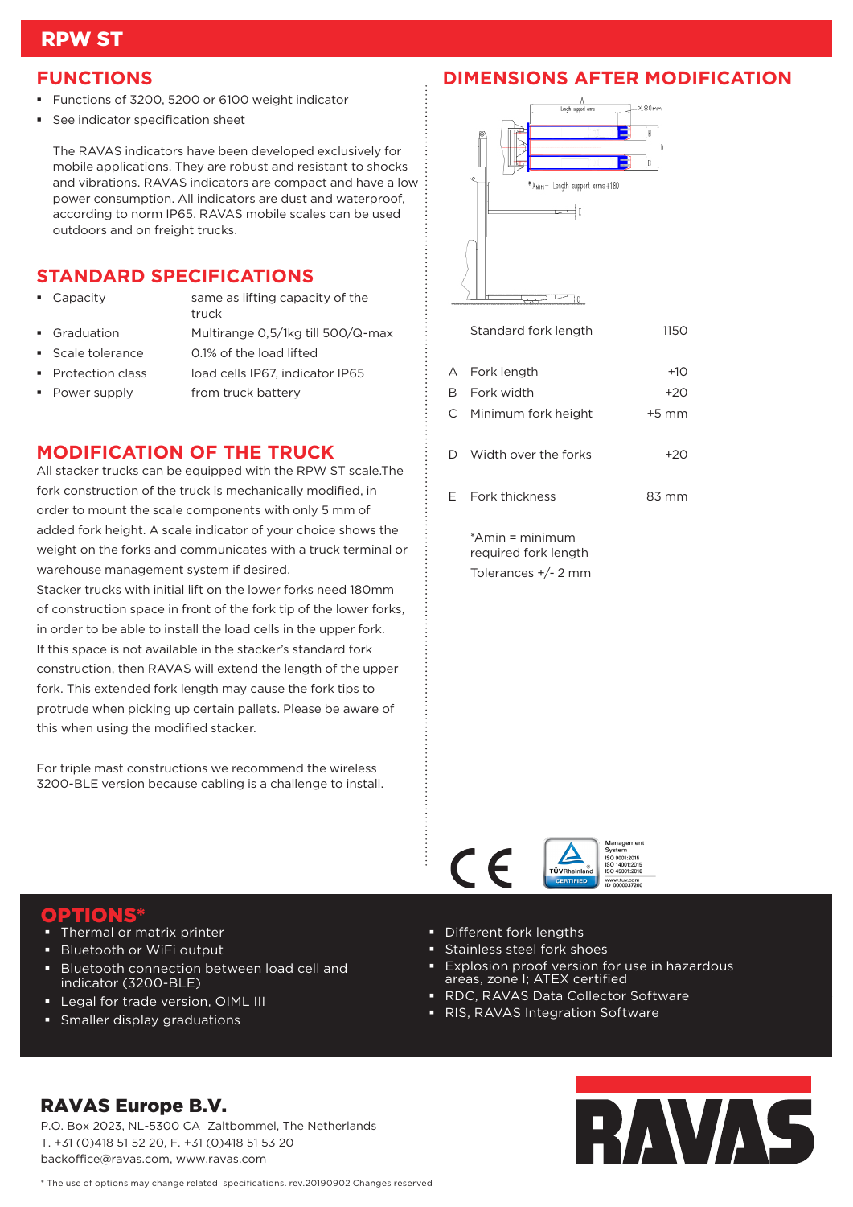# RPW ST

## FUNCTIONS

- Functions of 3200, 5200 or 6100 weight indicator
- See indicator specification sheet

The RAVAS indicators have been developed exclusively for mobile applications. They are robust and resistant to shocks and vibrations. RAVAS indicators are compact and have a low power consumption. All indicators are dust and waterproof, according to norm IP65. RAVAS mobile scales can be used outdoors and on freight trucks.

## STANDARD SPECIFICATIONS

| | |
|---|---|
| Capacity | same as lifting capacity of the truck |
| Graduation | Multirange 0,5/1kg till 500/Q-max |
| Scale tolerance | 0.1% of the load lifted |
| Protection class | load cells IP67, indicator IP65 |
| Power supply | from truck battery |

## MODIFICATION OF THE TRUCK

All stacker trucks can be equipped with the RPW ST scale.The fork construction of the truck is mechanically modified, in order to mount the scale components with only 5 mm of added fork height. A scale indicator of your choice shows the weight on the forks and communicates with a truck terminal or warehouse management system if desired.

Stacker trucks with initial lift on the lower forks need 180mm of construction space in front of the fork tip of the lower forks, in order to be able to install the load cells in the upper fork. If this space is not available in the stacker's standard fork construction, then RAVAS will extend the length of the upper fork. This extended fork length may cause the fork tips to protrude when picking up certain pallets. Please be aware of this when using the modified stacker.

For triple mast constructions we recommend the wireless 3200-BLE version because cabling is a challenge to install.

## DIMENSIONS AFTER MODIFICATION

A
Length support arms
>180mm
B
D
B
*A_MIN = Length support arms +180
E
C

| | | |
|---|---|---|
| | Standard fork length | 1150 |
| A | Fork length | +10 |
| B | Fork width | +20 |
| C | Minimum fork height | +5 mm |
| D | Width over the forks | +20 |
| E | Fork thickness | 83 mm |

*Amin = minimum required fork length

Tolerances +/- 2 mm

CE

TÜVRheinland CERTIFIED
Management System
ISO 9001:2015
ISO 14001:2015
ISO 45001:2018
www.tuv.com
ID 0000037200

## OPTIONS*

- Thermal or matrix printer
- Bluetooth or WiFi output
- Bluetooth connection between load cell and indicator (3200-BLE)
- Legal for trade version, OIML III
- Smaller display graduations
- Different fork lengths
- Stainless steel fork shoes
- Explosion proof version for use in hazardous areas, zone I; ATEX certified
- RDC, RAVAS Data Collector Software
- RIS, RAVAS Integration Software

### RAVAS Europe B.V.

P.O. Box 2023, NL-5300 CA Zaltbommel, The Netherlands
T. +31 (0)418 51 52 20, F. +31 (0)418 51 53 20
backoffice@ravas.com, www.ravas.com

RAVAS

* The use of options may change related specifications. rev.20190902 Changes reserved